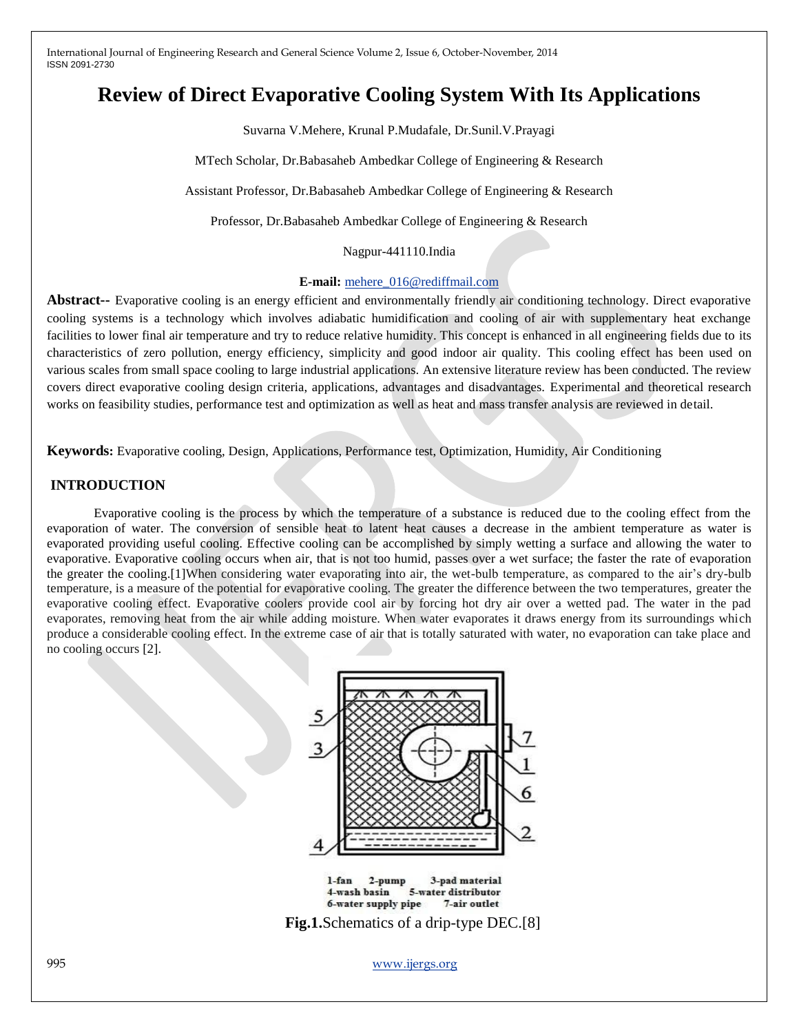# Review of Direct Evaporative Cooling System With Its Applications

Suvarna V.Mehere, Krunal P.Mudafale, Dr.Sunil.V.Prayagi

MTech Scholar, Dr.Babasaheb Ambedkar College of Engineering & Research

Assistant Professor, Dr.Babasaheb Ambedkar College of Engineering & Research

Professor, Dr.Babasaheb Ambedkar College of Engineering & Research

Nagpur-441110.India

**E-mail:** mehere_016@rediffmail.com

**Abstract--** Evaporative cooling is an energy efficient and environmentally friendly air conditioning technology. Direct evaporative cooling systems is a technology which involves adiabatic humidification and cooling of air with supplementary heat exchange facilities to lower final air temperature and try to reduce relative humidity. This concept is enhanced in all engineering fields due to its characteristics of zero pollution, energy efficiency, simplicity and good indoor air quality. This cooling effect has been used on various scales from small space cooling to large industrial applications. An extensive literature review has been conducted. The review covers direct evaporative cooling design criteria, applications, advantages and disadvantages. Experimental and theoretical research works on feasibility studies, performance test and optimization as well as heat and mass transfer analysis are reviewed in detail.

**Keywords:** Evaporative cooling, Design, Applications, Performance test, Optimization, Humidity, Air Conditioning

## INTRODUCTION

Evaporative cooling is the process by which the temperature of a substance is reduced due to the cooling effect from the evaporation of water. The conversion of sensible heat to latent heat causes a decrease in the ambient temperature as water is evaporated providing useful cooling. Effective cooling can be accomplished by simply wetting a surface and allowing the water to evaporative. Evaporative cooling occurs when air, that is not too humid, passes over a wet surface; the faster the rate of evaporation the greater the cooling.[1]When considering water evaporating into air, the wet-bulb temperature, as compared to the air's dry-bulb temperature, is a measure of the potential for evaporative cooling. The greater the difference between the two temperatures, greater the evaporative cooling effect. Evaporative coolers provide cool air by forcing hot dry air over a wetted pad. The water in the pad evaporates, removing heat from the air while adding moisture. When water evaporates it draws energy from its surroundings which produce a considerable cooling effect. In the extreme case of air that is totally saturated with water, no evaporation can take place and no cooling occurs [2].

1-fan 2-pump 3-pad material
4-wash basin 5-water distributor
6-water supply pipe 7-air outlet

**Fig.1.**Schematics of a drip-type DEC.[8]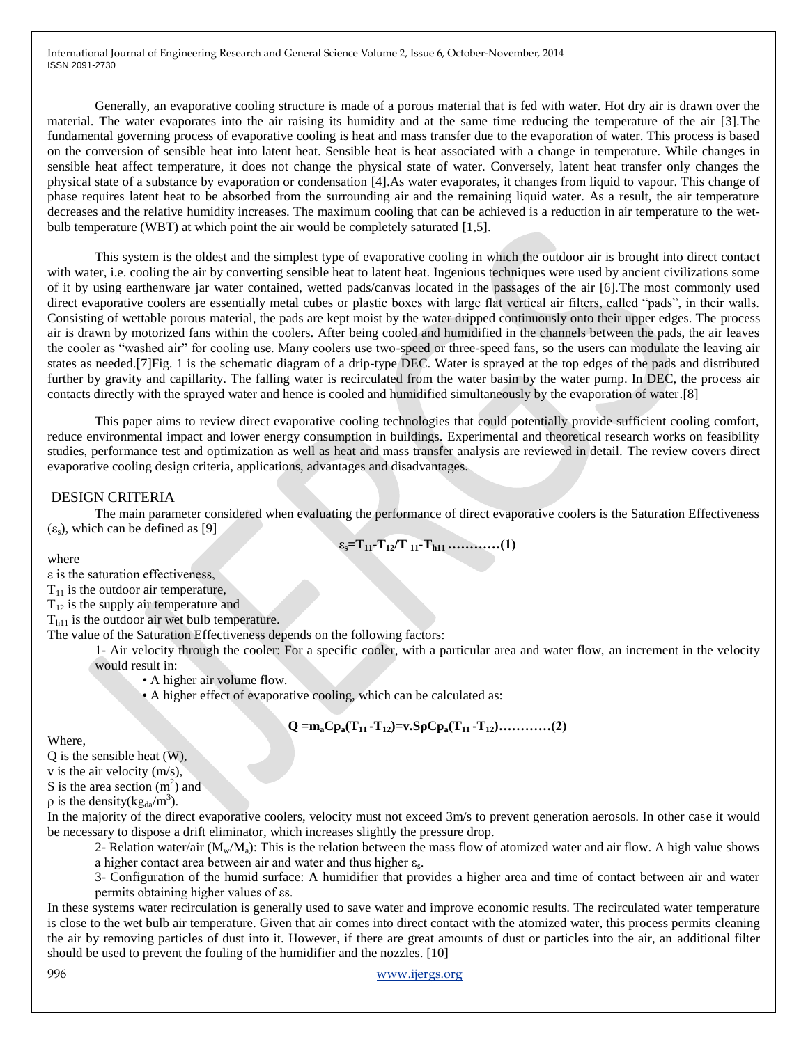Generally, an evaporative cooling structure is made of a porous material that is fed with water. Hot dry air is drawn over the material. The water evaporates into the air raising its humidity and at the same time reducing the temperature of the air [3].The fundamental governing process of evaporative cooling is heat and mass transfer due to the evaporation of water. This process is based on the conversion of sensible heat into latent heat. Sensible heat is heat associated with a change in temperature. While changes in sensible heat affect temperature, it does not change the physical state of water. Conversely, latent heat transfer only changes the physical state of a substance by evaporation or condensation [4].As water evaporates, it changes from liquid to vapour. This change of phase requires latent heat to be absorbed from the surrounding air and the remaining liquid water. As a result, the air temperature decreases and the relative humidity increases. The maximum cooling that can be achieved is a reduction in air temperature to the wet-bulb temperature (WBT) at which point the air would be completely saturated [1,5].

This system is the oldest and the simplest type of evaporative cooling in which the outdoor air is brought into direct contact with water, i.e. cooling the air by converting sensible heat to latent heat. Ingenious techniques were used by ancient civilizations some of it by using earthenware jar water contained, wetted pads/canvas located in the passages of the air [6].The most commonly used direct evaporative coolers are essentially metal cubes or plastic boxes with large flat vertical air filters, called "pads", in their walls. Consisting of wettable porous material, the pads are kept moist by the water dripped continuously onto their upper edges. The process air is drawn by motorized fans within the coolers. After being cooled and humidified in the channels between the pads, the air leaves the cooler as "washed air" for cooling use. Many coolers use two-speed or three-speed fans, so the users can modulate the leaving air states as needed.[7]Fig. 1 is the schematic diagram of a drip-type DEC. Water is sprayed at the top edges of the pads and distributed further by gravity and capillarity. The falling water is recirculated from the water basin by the water pump. In DEC, the process air contacts directly with the sprayed water and hence is cooled and humidified simultaneously by the evaporation of water.[8]

This paper aims to review direct evaporative cooling technologies that could potentially provide sufficient cooling comfort, reduce environmental impact and lower energy consumption in buildings. Experimental and theoretical research works on feasibility studies, performance test and optimization as well as heat and mass transfer analysis are reviewed in detail. The review covers direct evaporative cooling design criteria, applications, advantages and disadvantages.

## DESIGN CRITERIA

The main parameter considered when evaluating the performance of direct evaporative coolers is the Saturation Effectiveness ($\varepsilon_s$), which can be defined as [9]

$$\varepsilon_s = T_{11} - T_{12} / T_{11} - T_{h11} \quad \text{…………(1)}$$

where

$\varepsilon$ is the saturation effectiveness,

$T_{11}$ is the outdoor air temperature,

$T_{12}$ is the supply air temperature and

$T_{h11}$ is the outdoor air wet bulb temperature.

The value of the Saturation Effectiveness depends on the following factors:

1- Air velocity through the cooler: For a specific cooler, with a particular area and water flow, an increment in the velocity would result in:

- A higher air volume flow.
- A higher effect of evaporative cooling, which can be calculated as:

$$Q = m_a Cp_a (T_{11} - T_{12}) = v.S\rho Cp_a (T_{11} - T_{12}) \quad \text{…………(2)}$$

Where,

Q is the sensible heat (W),

v is the air velocity (m/s),

S is the area section ($m^2$) and

$\rho$ is the density($kg_{da}/m^3$).

In the majority of the direct evaporative coolers, velocity must not exceed 3m/s to prevent generation aerosols. In other case it would be necessary to dispose a drift eliminator, which increases slightly the pressure drop.

2- Relation water/air ($M_w/M_a$): This is the relation between the mass flow of atomized water and air flow. A high value shows a higher contact area between air and water and thus higher $\varepsilon_s$.

3- Configuration of the humid surface: A humidifier that provides a higher area and time of contact between air and water permits obtaining higher values of $\varepsilon$s.

In these systems water recirculation is generally used to save water and improve economic results. The recirculated water temperature is close to the wet bulb air temperature. Given that air comes into direct contact with the atomized water, this process permits cleaning the air by removing particles of dust into it. However, if there are great amounts of dust or particles into the air, an additional filter should be used to prevent the fouling of the humidifier and the nozzles. [10]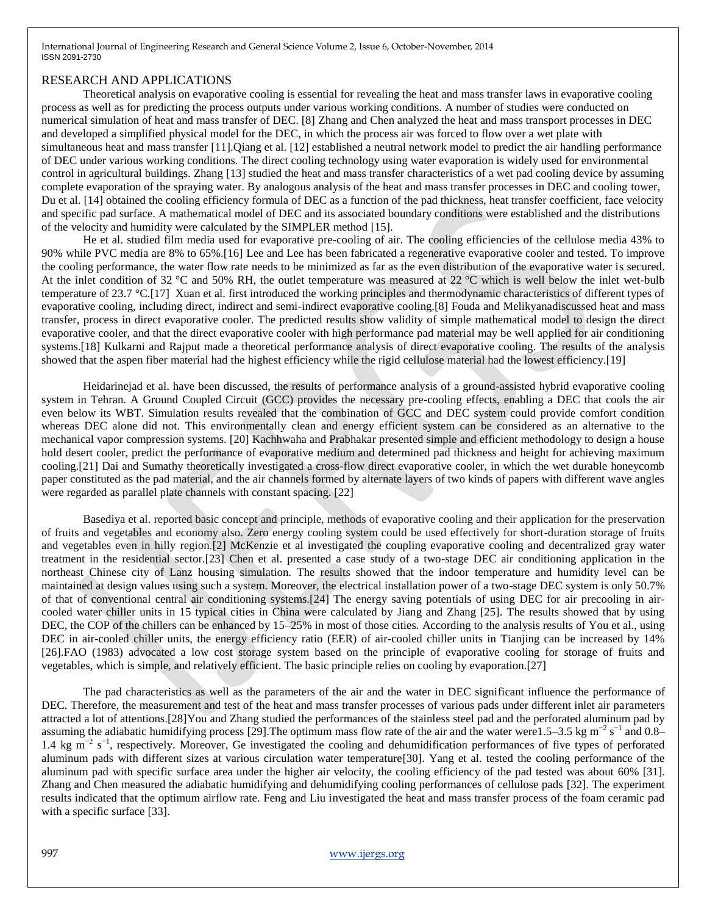## RESEARCH AND APPLICATIONS

Theoretical analysis on evaporative cooling is essential for revealing the heat and mass transfer laws in evaporative cooling process as well as for predicting the process outputs under various working conditions. A number of studies were conducted on numerical simulation of heat and mass transfer of DEC. [8] Zhang and Chen analyzed the heat and mass transport processes in DEC and developed a simplified physical model for the DEC, in which the process air was forced to flow over a wet plate with simultaneous heat and mass transfer [11].Qiang et al. [12] established a neutral network model to predict the air handling performance of DEC under various working conditions. The direct cooling technology using water evaporation is widely used for environmental control in agricultural buildings. Zhang [13] studied the heat and mass transfer characteristics of a wet pad cooling device by assuming complete evaporation of the spraying water. By analogous analysis of the heat and mass transfer processes in DEC and cooling tower, Du et al. [14] obtained the cooling efficiency formula of DEC as a function of the pad thickness, heat transfer coefficient, face velocity and specific pad surface. A mathematical model of DEC and its associated boundary conditions were established and the distributions of the velocity and humidity were calculated by the SIMPLER method [15].

He et al. studied film media used for evaporative pre-cooling of air. The cooling efficiencies of the cellulose media 43% to 90% while PVC media are 8% to 65%.[16] Lee and Lee has been fabricated a regenerative evaporative cooler and tested. To improve the cooling performance, the water flow rate needs to be minimized as far as the even distribution of the evaporative water is secured. At the inlet condition of 32 °C and 50% RH, the outlet temperature was measured at 22 °C which is well below the inlet wet-bulb temperature of 23.7 °C.[17] Xuan et al. first introduced the working principles and thermodynamic characteristics of different types of evaporative cooling, including direct, indirect and semi-indirect evaporative cooling.[8] Fouda and Melikyanadiscussed heat and mass transfer, process in direct evaporative cooler. The predicted results show validity of simple mathematical model to design the direct evaporative cooler, and that the direct evaporative cooler with high performance pad material may be well applied for air conditioning systems.[18] Kulkarni and Rajput made a theoretical performance analysis of direct evaporative cooling. The results of the analysis showed that the aspen fiber material had the highest efficiency while the rigid cellulose material had the lowest efficiency.[19]

Heidarinejad et al. have been discussed, the results of performance analysis of a ground-assisted hybrid evaporative cooling system in Tehran. A Ground Coupled Circuit (GCC) provides the necessary pre-cooling effects, enabling a DEC that cools the air even below its WBT. Simulation results revealed that the combination of GCC and DEC system could provide comfort condition whereas DEC alone did not. This environmentally clean and energy efficient system can be considered as an alternative to the mechanical vapor compression systems. [20] Kachhwaha and Prabhakar presented simple and efficient methodology to design a house hold desert cooler, predict the performance of evaporative medium and determined pad thickness and height for achieving maximum cooling.[21] Dai and Sumathy theoretically investigated a cross-flow direct evaporative cooler, in which the wet durable honeycomb paper constituted as the pad material, and the air channels formed by alternate layers of two kinds of papers with different wave angles were regarded as parallel plate channels with constant spacing. [22]

Basediya et al. reported basic concept and principle, methods of evaporative cooling and their application for the preservation of fruits and vegetables and economy also. Zero energy cooling system could be used effectively for short-duration storage of fruits and vegetables even in hilly region.[2] McKenzie et al investigated the coupling evaporative cooling and decentralized gray water treatment in the residential sector.[23] Chen et al. presented a case study of a two-stage DEC air conditioning application in the northeast Chinese city of Lanz housing simulation. The results showed that the indoor temperature and humidity level can be maintained at design values using such a system. Moreover, the electrical installation power of a two-stage DEC system is only 50.7% of that of conventional central air conditioning systems.[24] The energy saving potentials of using DEC for air precooling in air-cooled water chiller units in 15 typical cities in China were calculated by Jiang and Zhang [25]. The results showed that by using DEC, the COP of the chillers can be enhanced by 15–25% in most of those cities. According to the analysis results of You et al., using DEC in air-cooled chiller units, the energy efficiency ratio (EER) of air-cooled chiller units in Tianjing can be increased by 14% [26].FAO (1983) advocated a low cost storage system based on the principle of evaporative cooling for storage of fruits and vegetables, which is simple, and relatively efficient. The basic principle relies on cooling by evaporation.[27]

The pad characteristics as well as the parameters of the air and the water in DEC significant influence the performance of DEC. Therefore, the measurement and test of the heat and mass transfer processes of various pads under different inlet air parameters attracted a lot of attentions.[28]You and Zhang studied the performances of the stainless steel pad and the perforated aluminum pad by assuming the adiabatic humidifying process [29].The optimum mass flow rate of the air and the water were1.5–3.5 kg $m^{-2}$ $s^{-1}$ and 0.8–1.4 kg $m^{-2}$ $s^{-1}$, respectively. Moreover, Ge investigated the cooling and dehumidification performances of five types of perforated aluminum pads with different sizes at various circulation water temperature[30]. Yang et al. tested the cooling performance of the aluminum pad with specific surface area under the higher air velocity, the cooling efficiency of the pad tested was about 60% [31]. Zhang and Chen measured the adiabatic humidifying and dehumidifying cooling performances of cellulose pads [32]. The experiment results indicated that the optimum airflow rate. Feng and Liu investigated the heat and mass transfer process of the foam ceramic pad with a specific surface [33].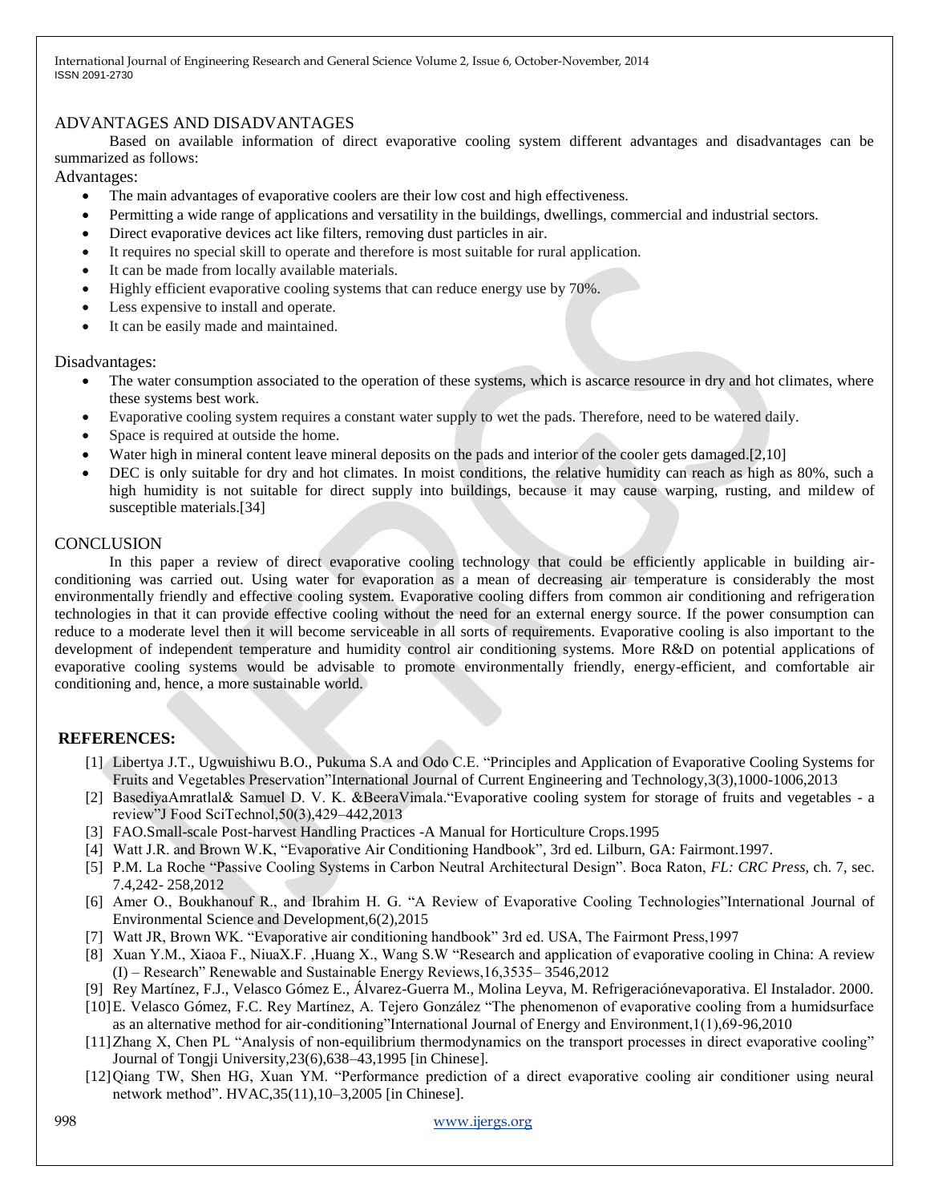## ADVANTAGES AND DISADVANTAGES

Based on available information of direct evaporative cooling system different advantages and disadvantages can be summarized as follows:

Advantages:

- The main advantages of evaporative coolers are their low cost and high effectiveness.
- Permitting a wide range of applications and versatility in the buildings, dwellings, commercial and industrial sectors.
- Direct evaporative devices act like filters, removing dust particles in air.
- It requires no special skill to operate and therefore is most suitable for rural application.
- It can be made from locally available materials.
- Highly efficient evaporative cooling systems that can reduce energy use by 70%.
- Less expensive to install and operate.
- It can be easily made and maintained.

Disadvantages:

- The water consumption associated to the operation of these systems, which is ascarce resource in dry and hot climates, where these systems best work.
- Evaporative cooling system requires a constant water supply to wet the pads. Therefore, need to be watered daily.
- Space is required at outside the home.
- Water high in mineral content leave mineral deposits on the pads and interior of the cooler gets damaged.[2,10]
- DEC is only suitable for dry and hot climates. In moist conditions, the relative humidity can reach as high as 80%, such a high humidity is not suitable for direct supply into buildings, because it may cause warping, rusting, and mildew of susceptible materials.[34]

## CONCLUSION

In this paper a review of direct evaporative cooling technology that could be efficiently applicable in building air-conditioning was carried out. Using water for evaporation as a mean of decreasing air temperature is considerably the most environmentally friendly and effective cooling system. Evaporative cooling differs from common air conditioning and refrigeration technologies in that it can provide effective cooling without the need for an external energy source. If the power consumption can reduce to a moderate level then it will become serviceable in all sorts of requirements. Evaporative cooling is also important to the development of independent temperature and humidity control air conditioning systems. More R&D on potential applications of evaporative cooling systems would be advisable to promote environmentally friendly, energy-efficient, and comfortable air conditioning and, hence, a more sustainable world.

## REFERENCES:

[1] Libertya J.T., Ugwuishiwu B.O., Pukuma S.A and Odo C.E. "Principles and Application of Evaporative Cooling Systems for Fruits and Vegetables Preservation"International Journal of Current Engineering and Technology,3(3),1000-1006,2013

[2] BasediyaAmratlal& Samuel D. V. K. &BeeraVimala."Evaporative cooling system for storage of fruits and vegetables - a review"J Food SciTechnol,50(3),429–442,2013

[3] FAO.Small-scale Post-harvest Handling Practices -A Manual for Horticulture Crops.1995

[4] Watt J.R. and Brown W.K, "Evaporative Air Conditioning Handbook", 3rd ed. Lilburn, GA: Fairmont.1997.

[5] P.M. La Roche "Passive Cooling Systems in Carbon Neutral Architectural Design". Boca Raton, *FL: CRC Press,* ch. 7, sec. 7.4,242- 258,2012

[6] Amer O., Boukhanouf R., and Ibrahim H. G. "A Review of Evaporative Cooling Technologies"International Journal of Environmental Science and Development,6(2),2015

[7] Watt JR, Brown WK. "Evaporative air conditioning handbook" 3rd ed. USA, The Fairmont Press,1997

[8] Xuan Y.M., Xiaoa F., NiuaX.F. ,Huang X., Wang S.W "Research and application of evaporative cooling in China: A review (I) – Research" Renewable and Sustainable Energy Reviews,16,3535– 3546,2012

[9] Rey Martínez, F.J., Velasco Gómez E., Álvarez-Guerra M., Molina Leyva, M. Refrigeraciónevaporativa. El Instalador. 2000.

[10] E. Velasco Gómez, F.C. Rey Martínez, A. Tejero González "The phenomenon of evaporative cooling from a humidsurface as an alternative method for air-conditioning"International Journal of Energy and Environment,1(1),69-96,2010

[11] Zhang X, Chen PL "Analysis of non-equilibrium thermodynamics on the transport processes in direct evaporative cooling" Journal of Tongji University,23(6),638–43,1995 [in Chinese].

[12] Qiang TW, Shen HG, Xuan YM. "Performance prediction of a direct evaporative cooling air conditioner using neural network method". HVAC,35(11),10–3,2005 [in Chinese].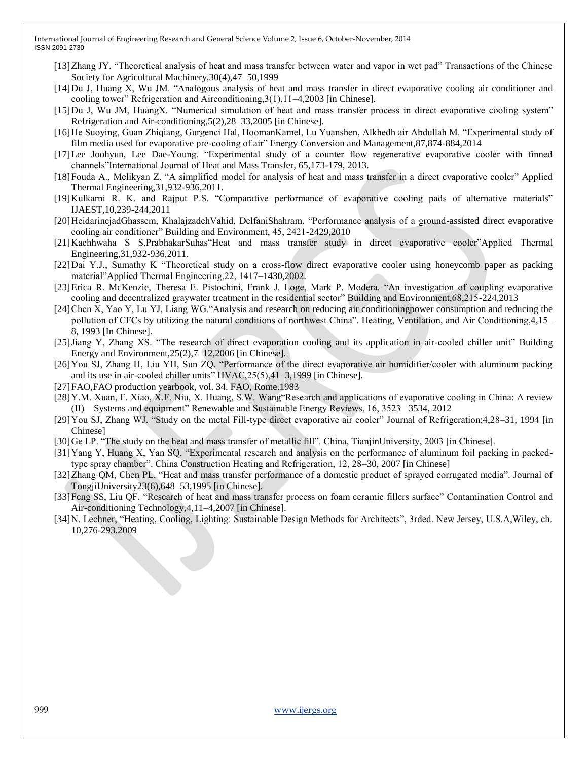[13] Zhang JY. “Theoretical analysis of heat and mass transfer between water and vapor in wet pad” Transactions of the Chinese Society for Agricultural Machinery,30(4),47–50,1999

[14] Du J, Huang X, Wu JM. “Analogous analysis of heat and mass transfer in direct evaporative cooling air conditioner and cooling tower” Refrigeration and Airconditioning,3(1),11–4,2003 [in Chinese].

[15] Du J, Wu JM, HuangX. “Numerical simulation of heat and mass transfer process in direct evaporative cooling system” Refrigeration and Air-conditioning,5(2),28–33,2005 [in Chinese].

[16] He Suoying, Guan Zhiqiang, Gurgenci Hal, HoomanKamel, Lu Yuanshen, Alkhedh air Abdullah M. “Experimental study of film media used for evaporative pre-cooling of air” Energy Conversion and Management,87,874-884,2014

[17] Lee Joohyun, Lee Dae-Young. “Experimental study of a counter flow regenerative evaporative cooler with finned channels”International Journal of Heat and Mass Transfer, 65,173-179, 2013.

[18] Fouda A., Melikyan Z. “A simplified model for analysis of heat and mass transfer in a direct evaporative cooler” Applied Thermal Engineering,31,932-936,2011.

[19] Kulkarni R. K. and Rajput P.S. “Comparative performance of evaporative cooling pads of alternative materials” IJAEST,10,239-244,2011

[20] HeidarinejadGhassem, KhalajzadehVahid, DelfaniShahram. “Performance analysis of a ground-assisted direct evaporative cooling air conditioner” Building and Environment, 45, 2421-2429,2010

[21] Kachhwaha S S,PrabhakarSuhas“Heat and mass transfer study in direct evaporative cooler”Applied Thermal Engineering,31,932-936,2011.

[22] Dai Y.J., Sumathy K “Theoretical study on a cross-flow direct evaporative cooler using honeycomb paper as packing material”Applied Thermal Engineering,22, 1417–1430,2002.

[23] Erica R. McKenzie, Theresa E. Pistochini, Frank J. Loge, Mark P. Modera. “An investigation of coupling evaporative cooling and decentralized graywater treatment in the residential sector” Building and Environment,68,215-224,2013

[24] Chen X, Yao Y, Lu YJ, Liang WG.“Analysis and research on reducing air conditioningpower consumption and reducing the pollution of CFCs by utilizing the natural conditions of northwest China”. Heating, Ventilation, and Air Conditioning,4,15–8, 1993 [In Chinese].

[25] Jiang Y, Zhang XS. “The research of direct evaporation cooling and its application in air-cooled chiller unit” Building Energy and Environment,25(2),7–12,2006 [in Chinese].

[26] You SJ, Zhang H, Liu YH, Sun ZQ. “Performance of the direct evaporative air humidifier/cooler with aluminum packing and its use in air-cooled chiller units” HVAC,25(5),41–3,1999 [in Chinese].

[27] FAO,FAO production yearbook, vol. 34. FAO, Rome.1983

[28] Y.M. Xuan, F. Xiao, X.F. Niu, X. Huang, S.W. Wang“Research and applications of evaporative cooling in China: A review (II)—Systems and equipment” Renewable and Sustainable Energy Reviews, 16, 3523– 3534, 2012

[29] You SJ, Zhang WJ. “Study on the metal Fill-type direct evaporative air cooler” Journal of Refrigeration;4,28–31, 1994 [in Chinese]

[30] Ge LP. “The study on the heat and mass transfer of metallic fill”. China, TianjinUniversity, 2003 [in Chinese].

[31] Yang Y, Huang X, Yan SQ. “Experimental research and analysis on the performance of aluminum foil packing in packed-type spray chamber”. China Construction Heating and Refrigeration, 12, 28–30, 2007 [in Chinese]

[32] Zhang QM, Chen PL. “Heat and mass transfer performance of a domestic product of sprayed corrugated media”. Journal of TongjiUniversity23(6),648–53,1995 [in Chinese].

[33] Feng SS, Liu QF. “Research of heat and mass transfer process on foam ceramic fillers surface” Contamination Control and Air-conditioning Technology,4,11–4,2007 [in Chinese].

[34] N. Lechner, “Heating, Cooling, Lighting: Sustainable Design Methods for Architects”, 3rded. New Jersey, U.S.A,Wiley, ch. 10,276-293.2009